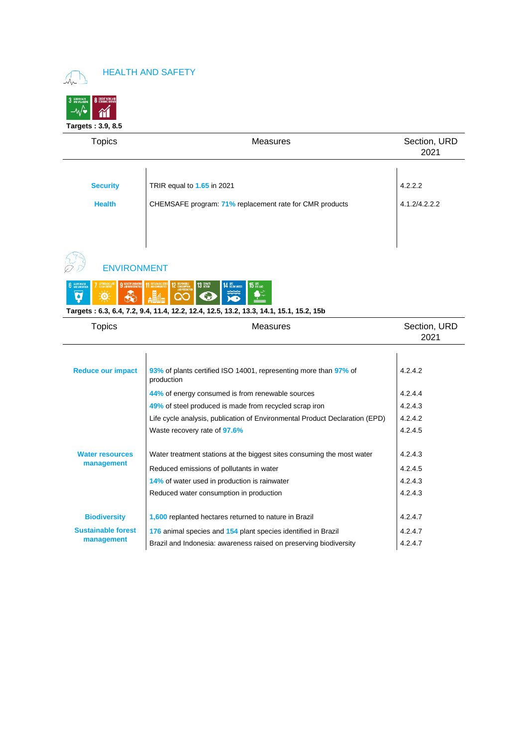## HEALTH AND SAFETY

**Targets : 3.9, 8.5**

| Topics | Measures | Section, URD 2021 |
|---|---|---|
| **Security** | TRIR equal to 1.65 in 2021 | 4.2.2.2 |
| **Health** | CHEMSAFE program: 71% replacement rate for CMR products | 4.1.2/4.2.2.2 |

## ENVIRONMENT

**Targets : 6.3, 6.4, 7.2, 9.4, 11.4, 12.2, 12.4, 12.5, 13.2, 13.3, 14.1, 15.1, 15.2, 15b**

| Topics | Measures | Section, URD 2021 |
|---|---|---|
| **Reduce our impact** | 93% of plants certified ISO 14001, representing more than 97% of production | 4.2.4.2 |
| | 44% of energy consumed is from renewable sources | 4.2.4.4 |
| | 49% of steel produced is made from recycled scrap iron | 4.2.4.3 |
| | Life cycle analysis, publication of Environmental Product Declaration (EPD) | 4.2.4.2 |
| | Waste recovery rate of 97.6% | 4.2.4.5 |
| **Water resources management** | Water treatment stations at the biggest sites consuming the most water | 4.2.4.3 |
| | Reduced emissions of pollutants in water | 4.2.4.5 |
| | 14% of water used in production is rainwater | 4.2.4.3 |
| | Reduced water consumption in production | 4.2.4.3 |
| **Biodiversity** | 1,600 replanted hectares returned to nature in Brazil | 4.2.4.7 |
| **Sustainable forest management** | 176 animal species and 154 plant species identified in Brazil | 4.2.4.7 |
| | Brazil and Indonesia: awareness raised on preserving biodiversity | 4.2.4.7 |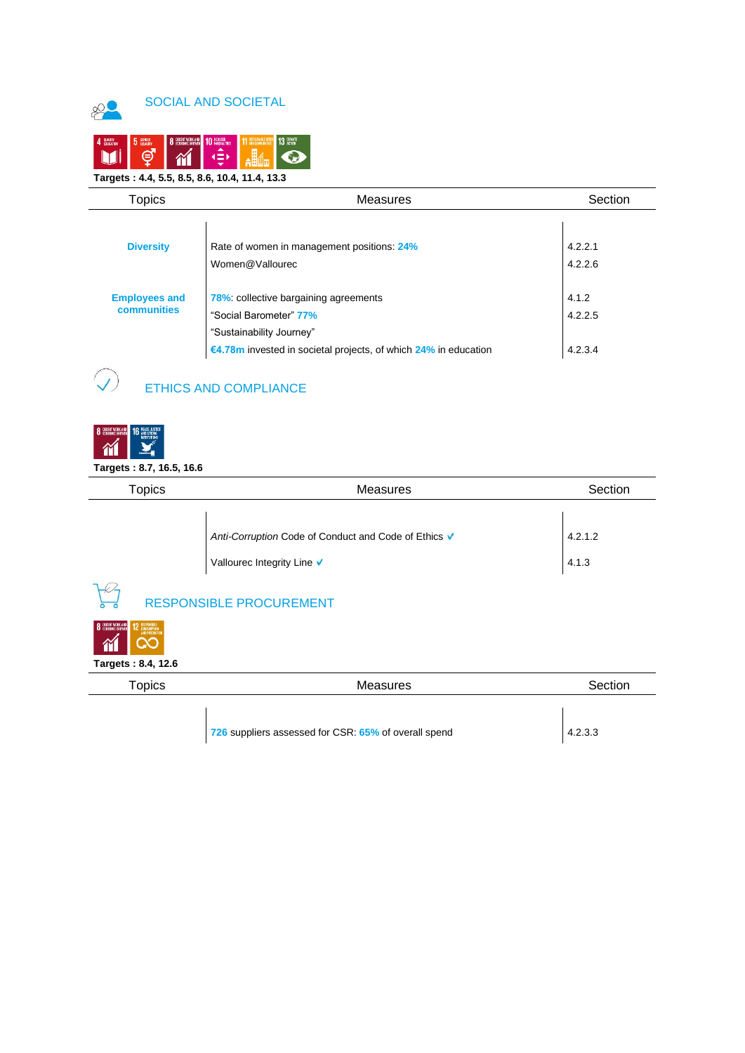## SOCIAL AND SOCIETAL

**Targets : 4.4, 5.5, 8.5, 8.6, 10.4, 11.4, 13.3**

| Topics | Measures | Section |
|---|---|---|
| **Diversity** | Rate of women in management positions: **24%** | 4.2.2.1 |
| | Women@Vallourec | 4.2.2.6 |
| **Employees and communities** | **78%**: collective bargaining agreements | 4.1.2 |
| | "Social Barometer" **77%** | 4.2.2.5 |
| | "Sustainability Journey" | |
| | **€4.78m** invested in societal projects, of which **24%** in education | 4.2.3.4 |

## ETHICS AND COMPLIANCE

**Targets : 8.7, 16.5, 16.6**

| Topics | Measures | Section |
|---|---|---|
| | *Anti-Corruption* Code of Conduct and Code of Ethics ✓ | 4.2.1.2 |
| | Vallourec Integrity Line ✓ | 4.1.3 |

## RESPONSIBLE PROCUREMENT

**Targets : 8.4, 12.6**

| Topics | Measures | Section |
|---|---|---|
| | **726** suppliers assessed for CSR: **65%** of overall spend | 4.2.3.3 |